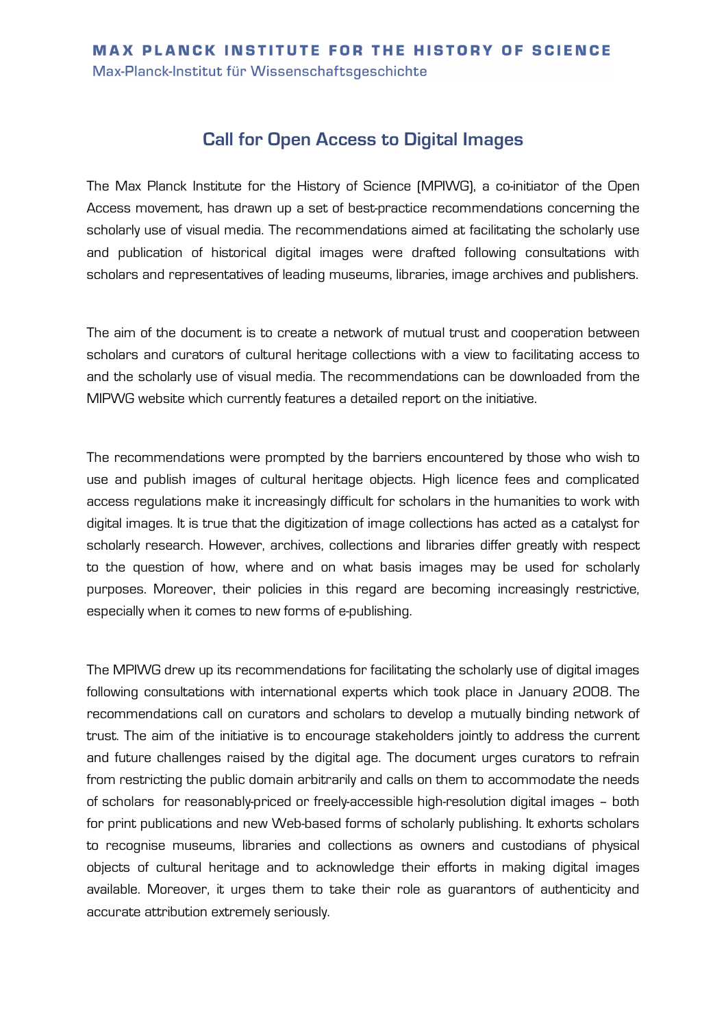**MAX PLANCK INSTITUTE FOR THE HISTORY OF SCIENCE**
Max-Planck-Institut für Wissenschaftsgeschichte

# Call for Open Access to Digital Images

The Max Planck Institute for the History of Science (MPIWG), a co-initiator of the Open Access movement, has drawn up a set of best-practice recommendations concerning the scholarly use of visual media. The recommendations aimed at facilitating the scholarly use and publication of historical digital images were drafted following consultations with scholars and representatives of leading museums, libraries, image archives and publishers.

The aim of the document is to create a network of mutual trust and cooperation between scholars and curators of cultural heritage collections with a view to facilitating access to and the scholarly use of visual media. The recommendations can be downloaded from the MIPWG website which currently features a detailed report on the initiative.

The recommendations were prompted by the barriers encountered by those who wish to use and publish images of cultural heritage objects. High licence fees and complicated access regulations make it increasingly difficult for scholars in the humanities to work with digital images. It is true that the digitization of image collections has acted as a catalyst for scholarly research. However, archives, collections and libraries differ greatly with respect to the question of how, where and on what basis images may be used for scholarly purposes. Moreover, their policies in this regard are becoming increasingly restrictive, especially when it comes to new forms of e-publishing.

The MPIWG drew up its recommendations for facilitating the scholarly use of digital images following consultations with international experts which took place in January 2008. The recommendations call on curators and scholars to develop a mutually binding network of trust. The aim of the initiative is to encourage stakeholders jointly to address the current and future challenges raised by the digital age. The document urges curators to refrain from restricting the public domain arbitrarily and calls on them to accommodate the needs of scholars for reasonably-priced or freely-accessible high-resolution digital images – both for print publications and new Web-based forms of scholarly publishing. It exhorts scholars to recognise museums, libraries and collections as owners and custodians of physical objects of cultural heritage and to acknowledge their efforts in making digital images available. Moreover, it urges them to take their role as guarantors of authenticity and accurate attribution extremely seriously.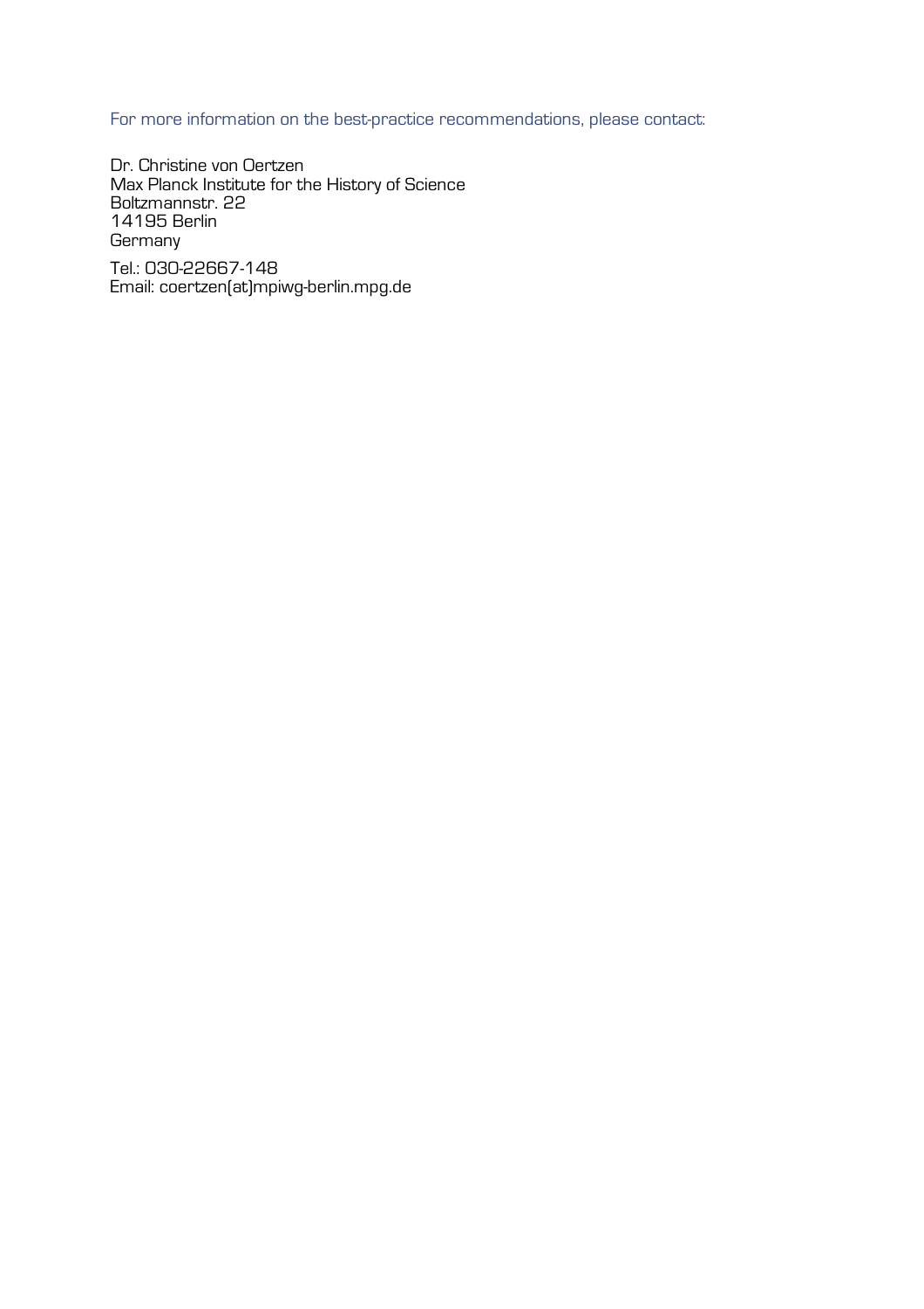For more information on the best-practice recommendations, please contact:

Dr. Christine von Oertzen  
Max Planck Institute for the History of Science  
Boltzmannstr. 22  
14195 Berlin  
Germany

Tel.: 030-22667-148  
Email: coertzen(at)mpiwg-berlin.mpg.de